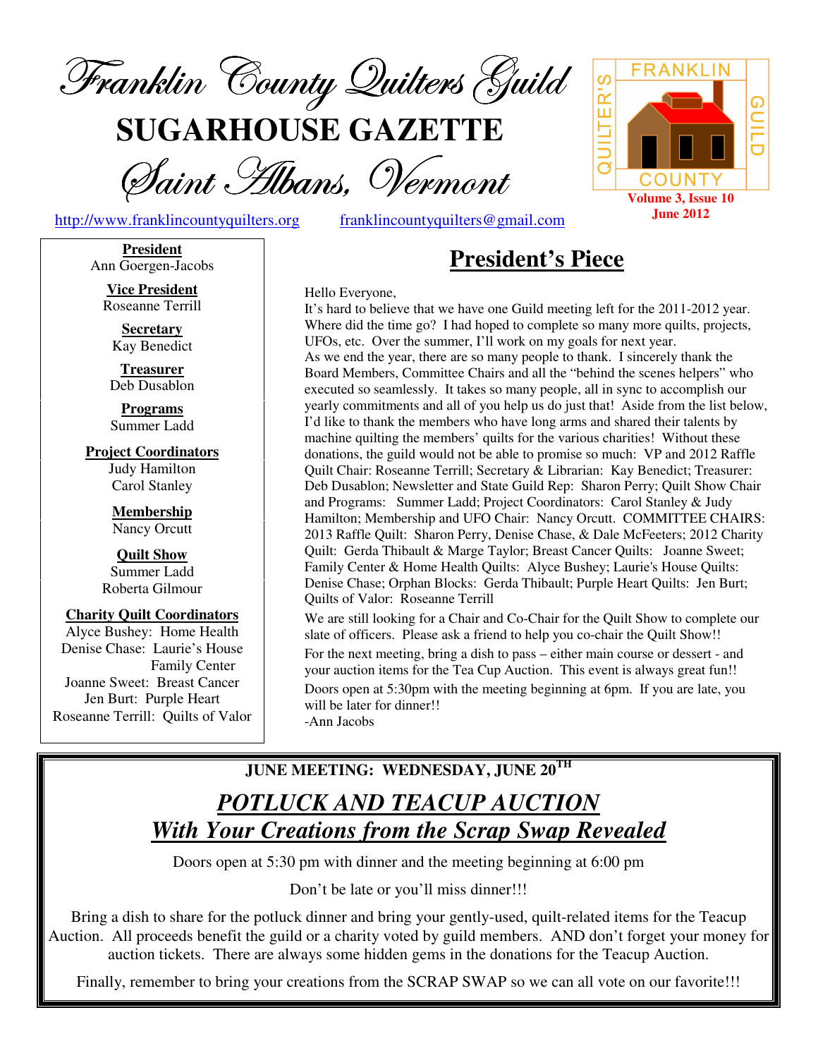# Franklin County Quilters Guild

## SUGARHOUSE GAZETTE

### Saint Albans, Vermont

Volume 3, Issue 10
June 2012

http://www.franklincountyquilters.org franklincountyquilters@gmail.com

**President**
Ann Goergen-Jacobs

**Vice President**
Roseanne Terrill

**Secretary**
Kay Benedict

**Treasurer**
Deb Dusablon

**Programs**
Summer Ladd

**Project Coordinators**
Judy Hamilton
Carol Stanley

**Membership**
Nancy Orcutt

**Quilt Show**
Summer Ladd
Roberta Gilmour

**Charity Quilt Coordinators**
Alyce Bushey: Home Health
Denise Chase: Laurie's House
Family Center
Joanne Sweet: Breast Cancer
Jen Burt: Purple Heart
Roseanne Terrill: Quilts of Valor

## President's Piece

Hello Everyone,
It's hard to believe that we have one Guild meeting left for the 2011-2012 year. Where did the time go? I had hoped to complete so many more quilts, projects, UFOs, etc. Over the summer, I'll work on my goals for next year.
As we end the year, there are so many people to thank. I sincerely thank the Board Members, Committee Chairs and all the "behind the scenes helpers" who executed so seamlessly. It takes so many people, all in sync to accomplish our yearly commitments and all of you help us do just that! Aside from the list below, I'd like to thank the members who have long arms and shared their talents by machine quilting the members' quilts for the various charities! Without these donations, the guild would not be able to promise so much: VP and 2012 Raffle Quilt Chair: Roseanne Terrill; Secretary & Librarian: Kay Benedict; Treasurer: Deb Dusablon; Newsletter and State Guild Rep: Sharon Perry; Quilt Show Chair and Programs: Summer Ladd; Project Coordinators: Carol Stanley & Judy Hamilton; Membership and UFO Chair: Nancy Orcutt. COMMITTEE CHAIRS: 2013 Raffle Quilt: Sharon Perry, Denise Chase, & Dale McFeeters; 2012 Charity Quilt: Gerda Thibault & Marge Taylor; Breast Cancer Quilts: Joanne Sweet; Family Center & Home Health Quilts: Alyce Bushey; Laurie's House Quilts: Denise Chase; Orphan Blocks: Gerda Thibault; Purple Heart Quilts: Jen Burt; Quilts of Valor: Roseanne Terrill

We are still looking for a Chair and Co-Chair for the Quilt Show to complete our slate of officers. Please ask a friend to help you co-chair the Quilt Show!!

For the next meeting, bring a dish to pass – either main course or dessert - and your auction items for the Tea Cup Auction. This event is always great fun!!

Doors open at 5:30pm with the meeting beginning at 6pm. If you are late, you will be later for dinner!!

-Ann Jacobs

---

**JUNE MEETING: WEDNESDAY, JUNE 20TH**

## *POTLUCK AND TEACUP AUCTION*
## *With Your Creations from the Scrap Swap Revealed*

Doors open at 5:30 pm with dinner and the meeting beginning at 6:00 pm

Don't be late or you'll miss dinner!!!

Bring a dish to share for the potluck dinner and bring your gently-used, quilt-related items for the Teacup Auction. All proceeds benefit the guild or a charity voted by guild members. AND don't forget your money for auction tickets. There are always some hidden gems in the donations for the Teacup Auction.

Finally, remember to bring your creations from the SCRAP SWAP so we can all vote on our favorite!!!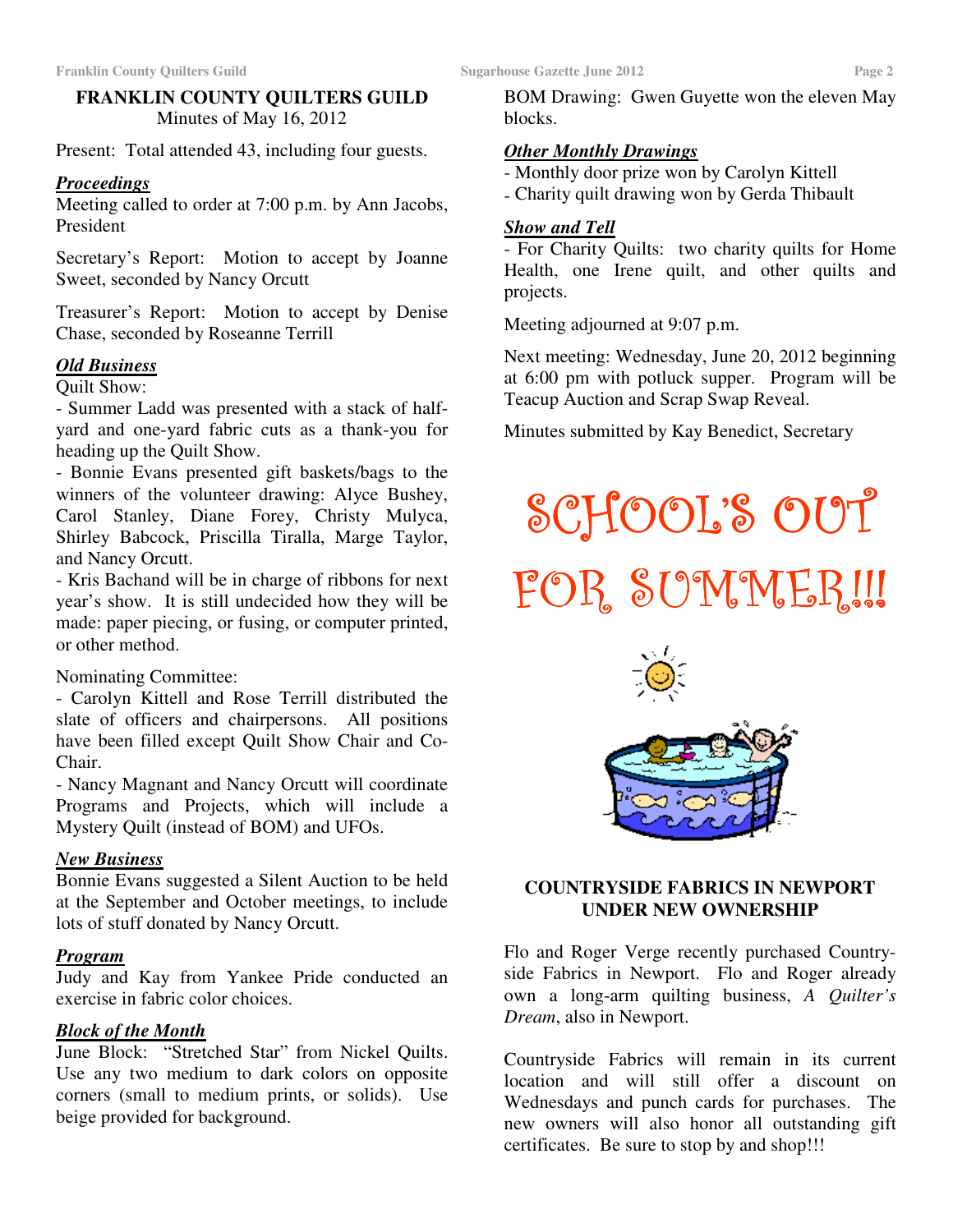# FRANKLIN COUNTY QUILTERS GUILD

Minutes of May 16, 2012

Present: Total attended 43, including four guests.

***Proceedings***

Meeting called to order at 7:00 p.m. by Ann Jacobs, President

Secretary's Report: Motion to accept by Joanne Sweet, seconded by Nancy Orcutt

Treasurer's Report: Motion to accept by Denise Chase, seconded by Roseanne Terrill

***Old Business***

Quilt Show:

- Summer Ladd was presented with a stack of half-yard and one-yard fabric cuts as a thank-you for heading up the Quilt Show.
- Bonnie Evans presented gift baskets/bags to the winners of the volunteer drawing: Alyce Bushey, Carol Stanley, Diane Forey, Christy Mulyca, Shirley Babcock, Priscilla Tiralla, Marge Taylor, and Nancy Orcutt.
- Kris Bachand will be in charge of ribbons for next year's show. It is still undecided how they will be made: paper piecing, or fusing, or computer printed, or other method.

Nominating Committee:

- Carolyn Kittell and Rose Terrill distributed the slate of officers and chairpersons. All positions have been filled except Quilt Show Chair and Co-Chair.
- Nancy Magnant and Nancy Orcutt will coordinate Programs and Projects, which will include a Mystery Quilt (instead of BOM) and UFOs.

***New Business***

Bonnie Evans suggested a Silent Auction to be held at the September and October meetings, to include lots of stuff donated by Nancy Orcutt.

***Program***

Judy and Kay from Yankee Pride conducted an exercise in fabric color choices.

***Block of the Month***

June Block: "Stretched Star" from Nickel Quilts. Use any two medium to dark colors on opposite corners (small to medium prints, or solids). Use beige provided for background.

BOM Drawing: Gwen Guyette won the eleven May blocks.

***Other Monthly Drawings***

- Monthly door prize won by Carolyn Kittell
- Charity quilt drawing won by Gerda Thibault

***Show and Tell***

- For Charity Quilts: two charity quilts for Home Health, one Irene quilt, and other quilts and projects.

Meeting adjourned at 9:07 p.m.

Next meeting: Wednesday, June 20, 2012 beginning at 6:00 pm with potluck supper. Program will be Teacup Auction and Scrap Swap Reveal.

Minutes submitted by Kay Benedict, Secretary

# SCHOOL'S OUT FOR SUMMER!!!

## COUNTRYSIDE FABRICS IN NEWPORT UNDER NEW OWNERSHIP

Flo and Roger Verge recently purchased Countryside Fabrics in Newport. Flo and Roger already own a long-arm quilting business, *A Quilter's Dream*, also in Newport.

Countryside Fabrics will remain in its current location and will still offer a discount on Wednesdays and punch cards for purchases. The new owners will also honor all outstanding gift certificates. Be sure to stop by and shop!!!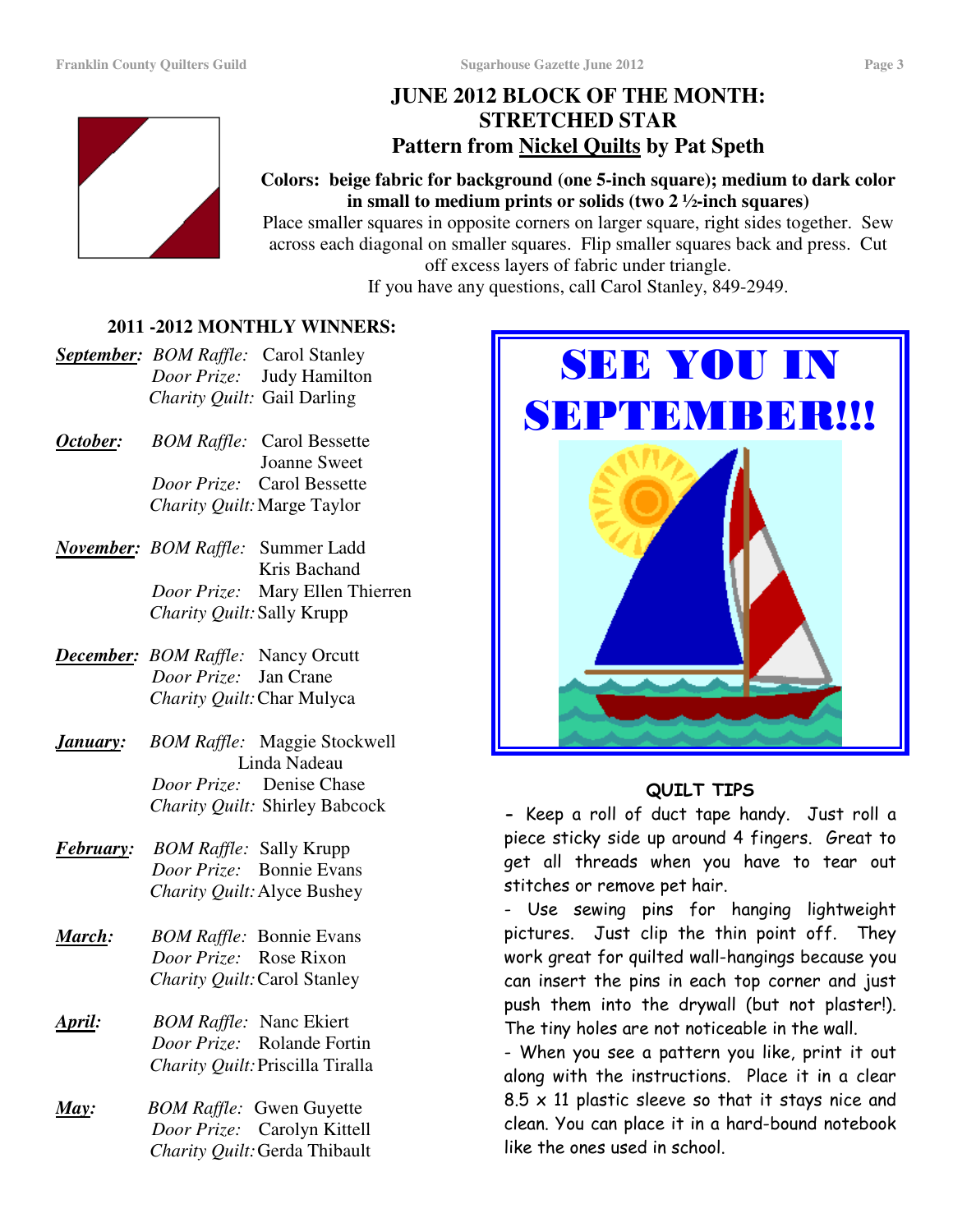# JUNE 2012 BLOCK OF THE MONTH: STRETCHED STAR

## Pattern from Nickel Quilts by Pat Speth

**Colors: beige fabric for background (one 5-inch square); medium to dark color in small to medium prints or solids (two 2 ½-inch squares)**

Place smaller squares in opposite corners on larger square, right sides together. Sew across each diagonal on smaller squares. Flip smaller squares back and press. Cut off excess layers of fabric under triangle.

If you have any questions, call Carol Stanley, 849-2949.

## 2011 -2012 MONTHLY WINNERS:

***September:*** *BOM Raffle:* Carol Stanley
*Door Prize:* Judy Hamilton
*Charity Quilt:* Gail Darling

***October:*** *BOM Raffle:* Carol Bessette
Joanne Sweet
*Door Prize:* Carol Bessette
*Charity Quilt:* Marge Taylor

***November:*** *BOM Raffle:* Summer Ladd
Kris Bachand
*Door Prize:* Mary Ellen Thierren
*Charity Quilt:* Sally Krupp

***December:*** *BOM Raffle:* Nancy Orcutt
*Door Prize:* Jan Crane
*Charity Quilt:* Char Mulyca

***January:*** *BOM Raffle:* Maggie Stockwell
Linda Nadeau
*Door Prize:* Denise Chase
*Charity Quilt:* Shirley Babcock

***February:*** *BOM Raffle:* Sally Krupp
*Door Prize:* Bonnie Evans
*Charity Quilt:* Alyce Bushey

***March:*** *BOM Raffle:* Bonnie Evans
*Door Prize:* Rose Rixon
*Charity Quilt:* Carol Stanley

***April:*** *BOM Raffle:* Nanc Ekiert
*Door Prize:* Rolande Fortin
*Charity Quilt:* Priscilla Tiralla

***May:*** *BOM Raffle:* Gwen Guyette
*Door Prize:* Carolyn Kittell
*Charity Quilt:* Gerda Thibault

# SEE YOU IN SEPTEMBER!!!

## QUILT TIPS

- Keep a roll of duct tape handy. Just roll a piece sticky side up around 4 fingers. Great to get all threads when you have to tear out stitches or remove pet hair.
- Use sewing pins for hanging lightweight pictures. Just clip the thin point off. They work great for quilted wall-hangings because you can insert the pins in each top corner and just push them into the drywall (but not plaster!). The tiny holes are not noticeable in the wall.
- When you see a pattern you like, print it out along with the instructions. Place it in a clear 8.5 x 11 plastic sleeve so that it stays nice and clean. You can place it in a hard-bound notebook like the ones used in school.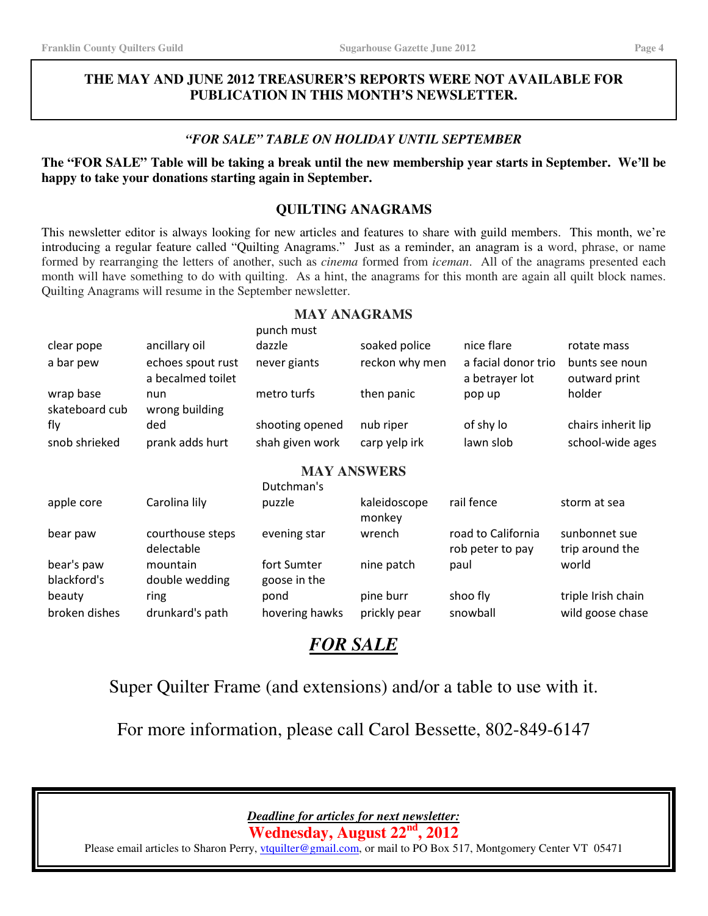**THE MAY AND JUNE 2012 TREASURER'S REPORTS WERE NOT AVAILABLE FOR PUBLICATION IN THIS MONTH'S NEWSLETTER.**

### *"FOR SALE" TABLE ON HOLIDAY UNTIL SEPTEMBER*

**The "FOR SALE" Table will be taking a break until the new membership year starts in September. We'll be happy to take your donations starting again in September.**

## QUILTING ANAGRAMS

This newsletter editor is always looking for new articles and features to share with guild members. This month, we're introducing a regular feature called "Quilting Anagrams." Just as a reminder, an anagram is a word, phrase, or name formed by rearranging the letters of another, such as *cinema* formed from *iceman*. All of the anagrams presented each month will have something to do with quilting. As a hint, the anagrams for this month are again all quilt block names. Quilting Anagrams will resume in the September newsletter.

### MAY ANAGRAMS

| | | | | | |
|---|---|---|---|---|---|
| clear pope | ancillary oil | punch must dazzle | soaked police | nice flare | rotate mass |
| a bar pew | echoes spout rust | never giants | reckon why men | a facial donor trio | bunts see noun |
| wrap base | a becalmed toilet nun | metro turfs | then panic | a betrayer lot pop up | outward print holder |
| skateboard cub fly | wrong building ded | shooting opened | nub riper | of shy lo | chairs inherit lip |
| snob shrieked | prank adds hurt | shah given work | carp yelp irk | lawn slob | school-wide ages |

### MAY ANSWERS

| | | | | | |
|---|---|---|---|---|---|
| apple core | Carolina lily | Dutchman's puzzle | kaleidoscope | rail fence | storm at sea |
| bear paw | courthouse steps | evening star | monkey wrench | road to California | sunbonnet sue |
| bear's paw | delectable mountain | fort Sumter | nine patch | rob peter to pay paul | trip around the world |
| blackford's beauty | double wedding ring | goose in the pond | pine burr | shoo fly | triple Irish chain |
| broken dishes | drunkard's path | hovering hawks | prickly pear | snowball | wild goose chase |

## *FOR SALE*

Super Quilter Frame (and extensions) and/or a table to use with it.

For more information, please call Carol Bessette, 802-849-6147

***Deadline for articles for next newsletter:***

**Wednesday, August 22nd, 2012**

Please email articles to Sharon Perry, vtquilter@gmail.com, or mail to PO Box 517, Montgomery Center VT 05471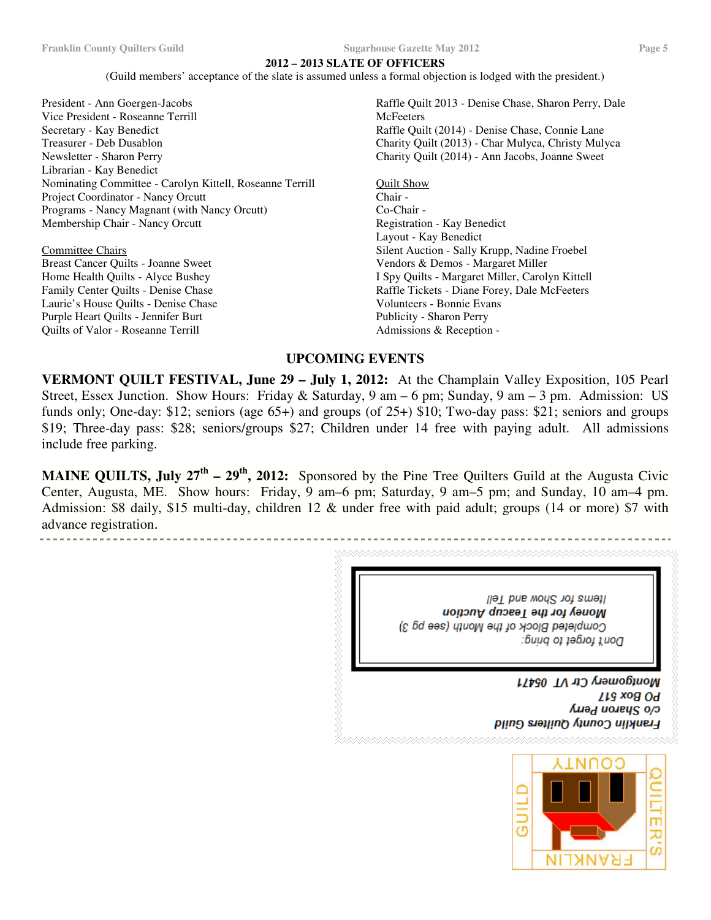## 2012 – 2013 SLATE OF OFFICERS

(Guild members' acceptance of the slate is assumed unless a formal objection is lodged with the president.)

President - Ann Goergen-Jacobs
Vice President - Roseanne Terrill
Secretary - Kay Benedict
Treasurer - Deb Dusablon
Newsletter - Sharon Perry
Librarian - Kay Benedict
Nominating Committee - Carolyn Kittell, Roseanne Terrill
Project Coordinator - Nancy Orcutt
Programs - Nancy Magnant (with Nancy Orcutt)
Membership Chair - Nancy Orcutt

Committee Chairs
Breast Cancer Quilts - Joanne Sweet
Home Health Quilts - Alyce Bushey
Family Center Quilts - Denise Chase
Laurie's House Quilts - Denise Chase
Purple Heart Quilts - Jennifer Burt
Quilts of Valor - Roseanne Terrill

Raffle Quilt 2013 - Denise Chase, Sharon Perry, Dale McFeeters
Raffle Quilt (2014) - Denise Chase, Connie Lane
Charity Quilt (2013) - Char Mulyca, Christy Mulyca
Charity Quilt (2014) - Ann Jacobs, Joanne Sweet

Quilt Show
Chair -
Co-Chair -
Registration - Kay Benedict
Layout - Kay Benedict
Silent Auction - Sally Krupp, Nadine Froebel
Vendors & Demos - Margaret Miller
I Spy Quilts - Margaret Miller, Carolyn Kittell
Raffle Tickets - Diane Forey, Dale McFeeters
Volunteers - Bonnie Evans
Publicity - Sharon Perry
Admissions & Reception -

## UPCOMING EVENTS

**VERMONT QUILT FESTIVAL, June 29 – July 1, 2012:** At the Champlain Valley Exposition, 105 Pearl Street, Essex Junction. Show Hours: Friday & Saturday, 9 am – 6 pm; Sunday, 9 am – 3 pm. Admission: US funds only; One-day: $12; seniors (age 65+) and groups (of 25+) $10; Two-day pass: $21; seniors and groups $19; Three-day pass: $28; seniors/groups $27; Children under 14 free with paying adult. All admissions include free parking.

**MAINE QUILTS, July 27th – 29th, 2012:** Sponsored by the Pine Tree Quilters Guild at the Augusta Civic Center, Augusta, ME. Show hours: Friday, 9 am–6 pm; Saturday, 9 am–5 pm; and Sunday, 10 am–4 pm. Admission: $8 daily, $15 multi-day, children 12 & under free with paid adult; groups (14 or more) $7 with advance registration.

---

*Don't forget to bring:*
*Completed Block of the Month (see pg 3)*
***Money for the Teacup Auction***
*Items for Show and Tell*

*Franklin County Quilters Guild*
*c/o Sharon Perry*
*PO Box 517*
*Montgomery Ctr VT 05471*

FRANKLIN COUNTY QUILTER'S GUILD